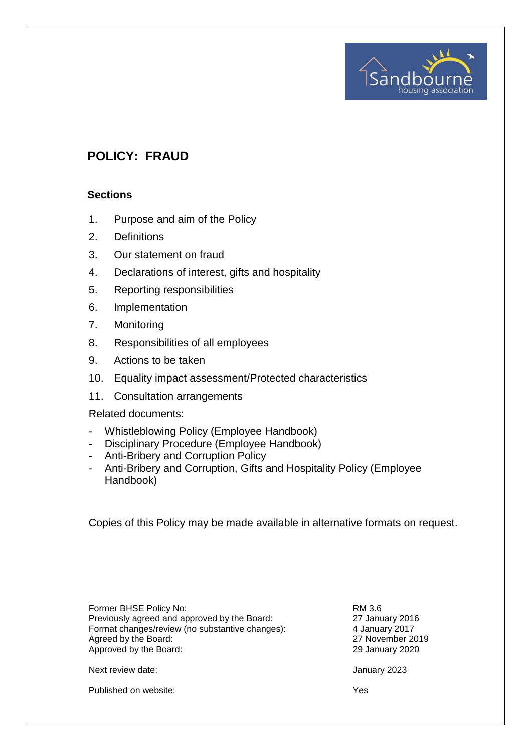# POLICY: FRAUD

### Sections

1. Purpose and aim of the Policy
2. Definitions
3. Our statement on fraud
4. Declarations of interest, gifts and hospitality
5. Reporting responsibilities
6. Implementation
7. Monitoring
8. Responsibilities of all employees
9. Actions to be taken
10. Equality impact assessment/Protected characteristics
11. Consultation arrangements

Related documents:

- Whistleblowing Policy (Employee Handbook)
- Disciplinary Procedure (Employee Handbook)
- Anti-Bribery and Corruption Policy
- Anti-Bribery and Corruption, Gifts and Hospitality Policy (Employee Handbook)

Copies of this Policy may be made available in alternative formats on request.

| | |
|---|---|
| Former BHSE Policy No: | RM 3.6 |
| Previously agreed and approved by the Board: | 27 January 2016 |
| Format changes/review (no substantive changes): | 4 January 2017 |
| Agreed by the Board: | 27 November 2019 |
| Approved by the Board: | 29 January 2020 |
| Next review date: | January 2023 |
| Published on website: | Yes |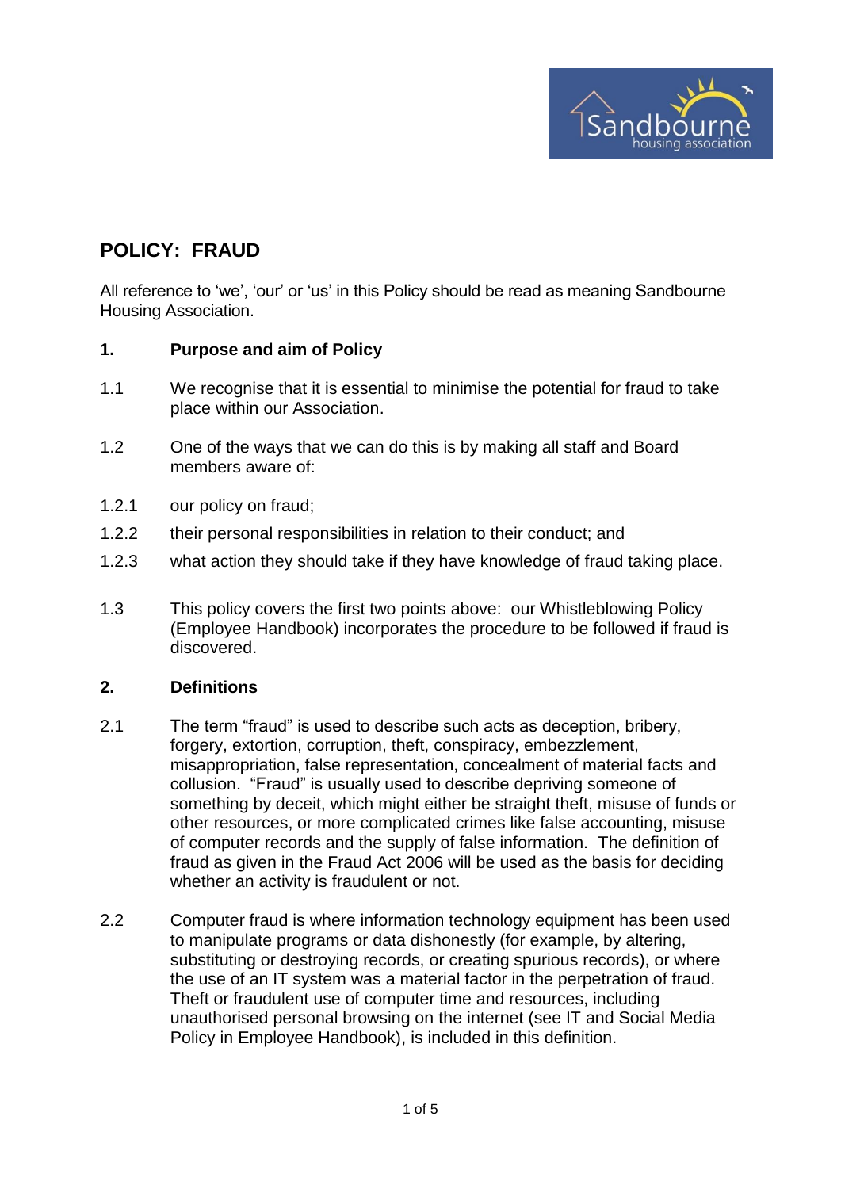# POLICY: FRAUD

All reference to 'we', 'our' or 'us' in this Policy should be read as meaning Sandbourne Housing Association.

## 1. Purpose and aim of Policy

1.1 We recognise that it is essential to minimise the potential for fraud to take place within our Association.

1.2 One of the ways that we can do this is by making all staff and Board members aware of:

1.2.1 our policy on fraud;

1.2.2 their personal responsibilities in relation to their conduct; and

1.2.3 what action they should take if they have knowledge of fraud taking place.

1.3 This policy covers the first two points above: our Whistleblowing Policy (Employee Handbook) incorporates the procedure to be followed if fraud is discovered.

## 2. Definitions

2.1 The term "fraud" is used to describe such acts as deception, bribery, forgery, extortion, corruption, theft, conspiracy, embezzlement, misappropriation, false representation, concealment of material facts and collusion. "Fraud" is usually used to describe depriving someone of something by deceit, which might either be straight theft, misuse of funds or other resources, or more complicated crimes like false accounting, misuse of computer records and the supply of false information. The definition of fraud as given in the Fraud Act 2006 will be used as the basis for deciding whether an activity is fraudulent or not.

2.2 Computer fraud is where information technology equipment has been used to manipulate programs or data dishonestly (for example, by altering, substituting or destroying records, or creating spurious records), or where the use of an IT system was a material factor in the perpetration of fraud. Theft or fraudulent use of computer time and resources, including unauthorised personal browsing on the internet (see IT and Social Media Policy in Employee Handbook), is included in this definition.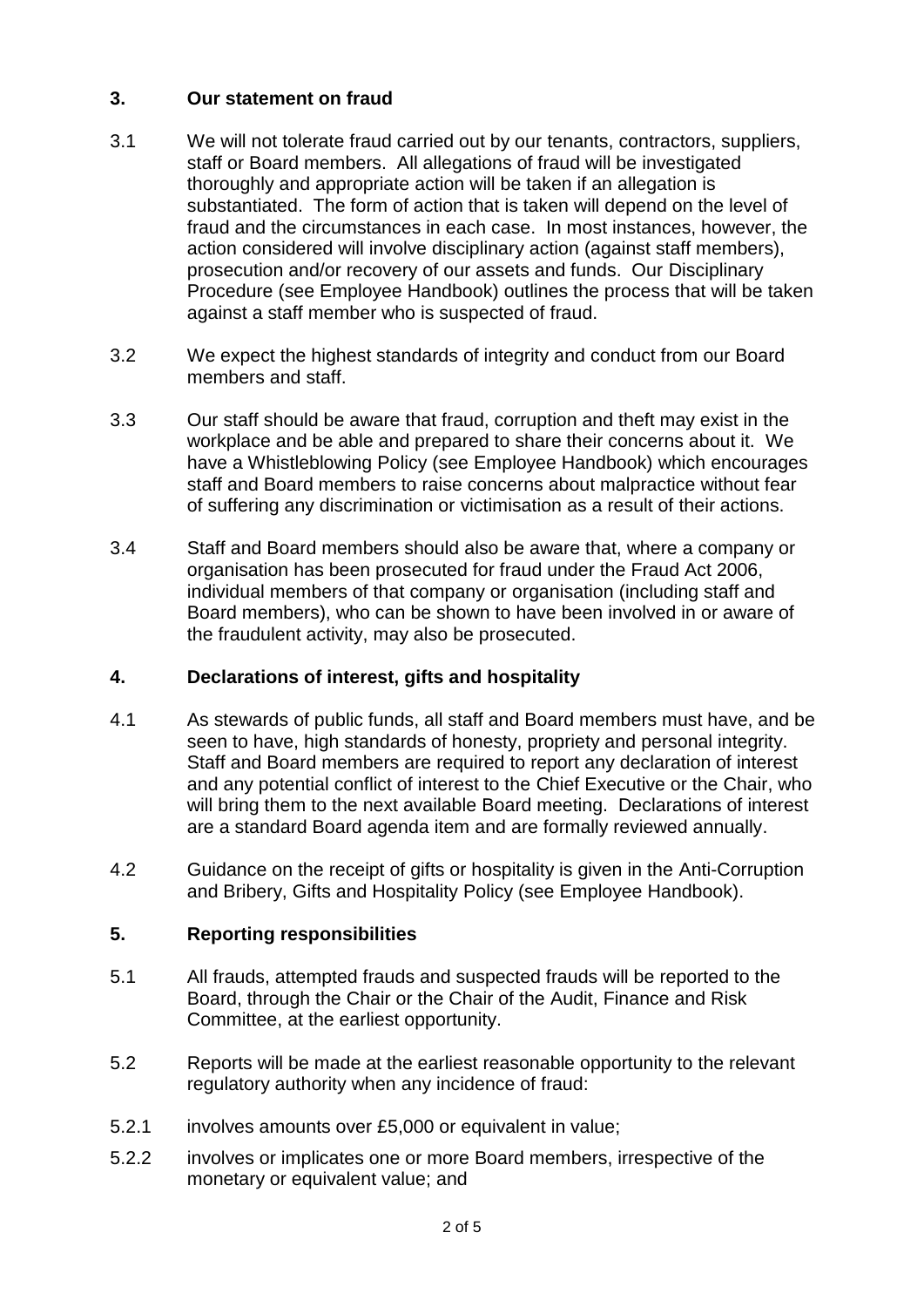## 3. Our statement on fraud

3.1 We will not tolerate fraud carried out by our tenants, contractors, suppliers, staff or Board members. All allegations of fraud will be investigated thoroughly and appropriate action will be taken if an allegation is substantiated. The form of action that is taken will depend on the level of fraud and the circumstances in each case. In most instances, however, the action considered will involve disciplinary action (against staff members), prosecution and/or recovery of our assets and funds. Our Disciplinary Procedure (see Employee Handbook) outlines the process that will be taken against a staff member who is suspected of fraud.

3.2 We expect the highest standards of integrity and conduct from our Board members and staff.

3.3 Our staff should be aware that fraud, corruption and theft may exist in the workplace and be able and prepared to share their concerns about it. We have a Whistleblowing Policy (see Employee Handbook) which encourages staff and Board members to raise concerns about malpractice without fear of suffering any discrimination or victimisation as a result of their actions.

3.4 Staff and Board members should also be aware that, where a company or organisation has been prosecuted for fraud under the Fraud Act 2006, individual members of that company or organisation (including staff and Board members), who can be shown to have been involved in or aware of the fraudulent activity, may also be prosecuted.

## 4. Declarations of interest, gifts and hospitality

4.1 As stewards of public funds, all staff and Board members must have, and be seen to have, high standards of honesty, propriety and personal integrity. Staff and Board members are required to report any declaration of interest and any potential conflict of interest to the Chief Executive or the Chair, who will bring them to the next available Board meeting. Declarations of interest are a standard Board agenda item and are formally reviewed annually.

4.2 Guidance on the receipt of gifts or hospitality is given in the Anti-Corruption and Bribery, Gifts and Hospitality Policy (see Employee Handbook).

## 5. Reporting responsibilities

5.1 All frauds, attempted frauds and suspected frauds will be reported to the Board, through the Chair or the Chair of the Audit, Finance and Risk Committee, at the earliest opportunity.

5.2 Reports will be made at the earliest reasonable opportunity to the relevant regulatory authority when any incidence of fraud:

5.2.1 involves amounts over £5,000 or equivalent in value;

5.2.2 involves or implicates one or more Board members, irrespective of the monetary or equivalent value; and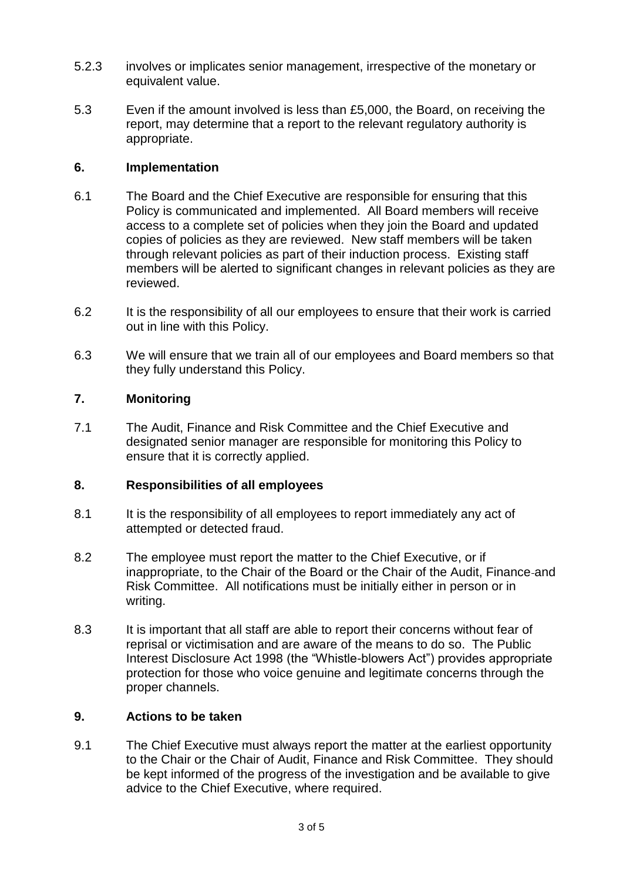5.2.3 involves or implicates senior management, irrespective of the monetary or equivalent value.

5.3 Even if the amount involved is less than £5,000, the Board, on receiving the report, may determine that a report to the relevant regulatory authority is appropriate.

## 6. Implementation

6.1 The Board and the Chief Executive are responsible for ensuring that this Policy is communicated and implemented. All Board members will receive access to a complete set of policies when they join the Board and updated copies of policies as they are reviewed. New staff members will be taken through relevant policies as part of their induction process. Existing staff members will be alerted to significant changes in relevant policies as they are reviewed.

6.2 It is the responsibility of all our employees to ensure that their work is carried out in line with this Policy.

6.3 We will ensure that we train all of our employees and Board members so that they fully understand this Policy.

## 7. Monitoring

7.1 The Audit, Finance and Risk Committee and the Chief Executive and designated senior manager are responsible for monitoring this Policy to ensure that it is correctly applied.

## 8. Responsibilities of all employees

8.1 It is the responsibility of all employees to report immediately any act of attempted or detected fraud.

8.2 The employee must report the matter to the Chief Executive, or if inappropriate, to the Chair of the Board or the Chair of the Audit, Finance and Risk Committee. All notifications must be initially either in person or in writing.

8.3 It is important that all staff are able to report their concerns without fear of reprisal or victimisation and are aware of the means to do so. The Public Interest Disclosure Act 1998 (the "Whistle-blowers Act") provides appropriate protection for those who voice genuine and legitimate concerns through the proper channels.

## 9. Actions to be taken

9.1 The Chief Executive must always report the matter at the earliest opportunity to the Chair or the Chair of Audit, Finance and Risk Committee. They should be kept informed of the progress of the investigation and be available to give advice to the Chief Executive, where required.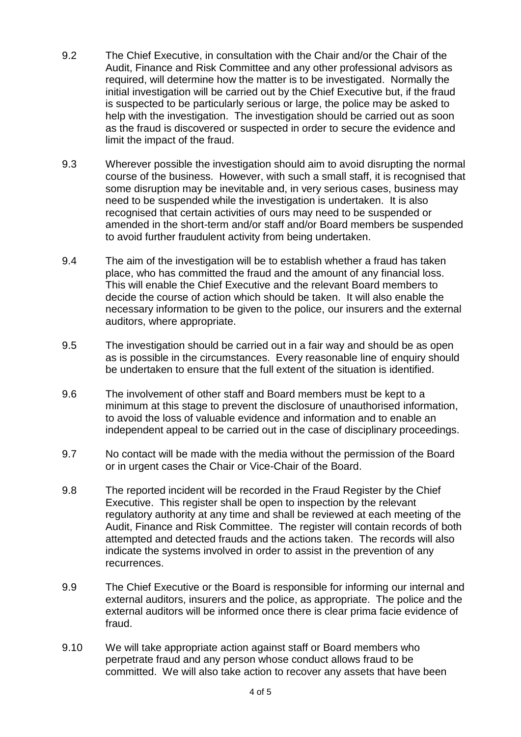9.2 The Chief Executive, in consultation with the Chair and/or the Chair of the Audit, Finance and Risk Committee and any other professional advisors as required, will determine how the matter is to be investigated. Normally the initial investigation will be carried out by the Chief Executive but, if the fraud is suspected to be particularly serious or large, the police may be asked to help with the investigation. The investigation should be carried out as soon as the fraud is discovered or suspected in order to secure the evidence and limit the impact of the fraud.

9.3 Wherever possible the investigation should aim to avoid disrupting the normal course of the business. However, with such a small staff, it is recognised that some disruption may be inevitable and, in very serious cases, business may need to be suspended while the investigation is undertaken. It is also recognised that certain activities of ours may need to be suspended or amended in the short-term and/or staff and/or Board members be suspended to avoid further fraudulent activity from being undertaken.

9.4 The aim of the investigation will be to establish whether a fraud has taken place, who has committed the fraud and the amount of any financial loss. This will enable the Chief Executive and the relevant Board members to decide the course of action which should be taken. It will also enable the necessary information to be given to the police, our insurers and the external auditors, where appropriate.

9.5 The investigation should be carried out in a fair way and should be as open as is possible in the circumstances. Every reasonable line of enquiry should be undertaken to ensure that the full extent of the situation is identified.

9.6 The involvement of other staff and Board members must be kept to a minimum at this stage to prevent the disclosure of unauthorised information, to avoid the loss of valuable evidence and information and to enable an independent appeal to be carried out in the case of disciplinary proceedings.

9.7 No contact will be made with the media without the permission of the Board or in urgent cases the Chair or Vice-Chair of the Board.

9.8 The reported incident will be recorded in the Fraud Register by the Chief Executive. This register shall be open to inspection by the relevant regulatory authority at any time and shall be reviewed at each meeting of the Audit, Finance and Risk Committee. The register will contain records of both attempted and detected frauds and the actions taken. The records will also indicate the systems involved in order to assist in the prevention of any recurrences.

9.9 The Chief Executive or the Board is responsible for informing our internal and external auditors, insurers and the police, as appropriate. The police and the external auditors will be informed once there is clear prima facie evidence of fraud.

9.10 We will take appropriate action against staff or Board members who perpetrate fraud and any person whose conduct allows fraud to be committed. We will also take action to recover any assets that have been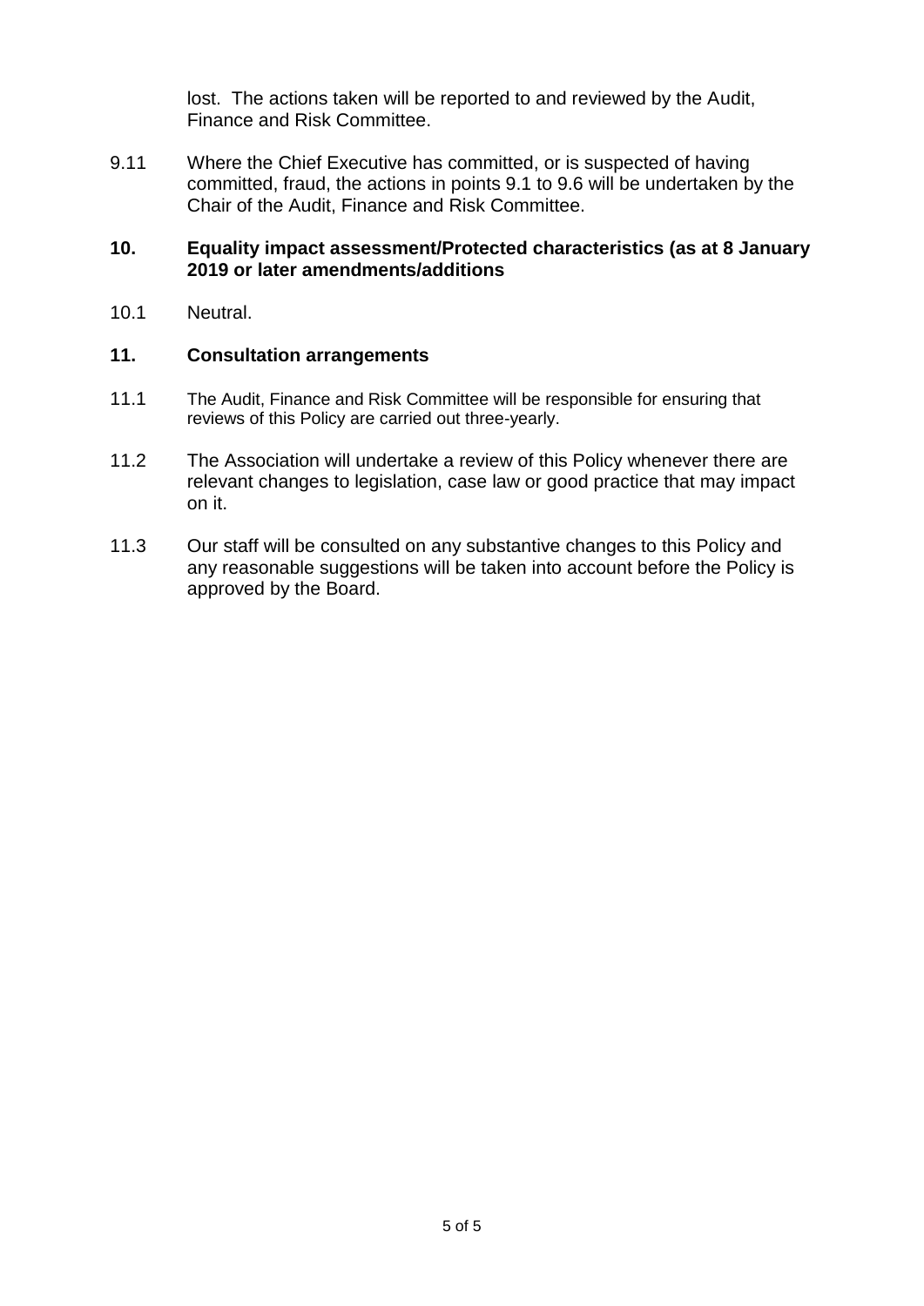lost. The actions taken will be reported to and reviewed by the Audit, Finance and Risk Committee.

9.11 Where the Chief Executive has committed, or is suspected of having committed, fraud, the actions in points 9.1 to 9.6 will be undertaken by the Chair of the Audit, Finance and Risk Committee.

## 10. Equality impact assessment/Protected characteristics (as at 8 January 2019 or later amendments/additions

10.1 Neutral.

## 11. Consultation arrangements

11.1 The Audit, Finance and Risk Committee will be responsible for ensuring that reviews of this Policy are carried out three-yearly.

11.2 The Association will undertake a review of this Policy whenever there are relevant changes to legislation, case law or good practice that may impact on it.

11.3 Our staff will be consulted on any substantive changes to this Policy and any reasonable suggestions will be taken into account before the Policy is approved by the Board.